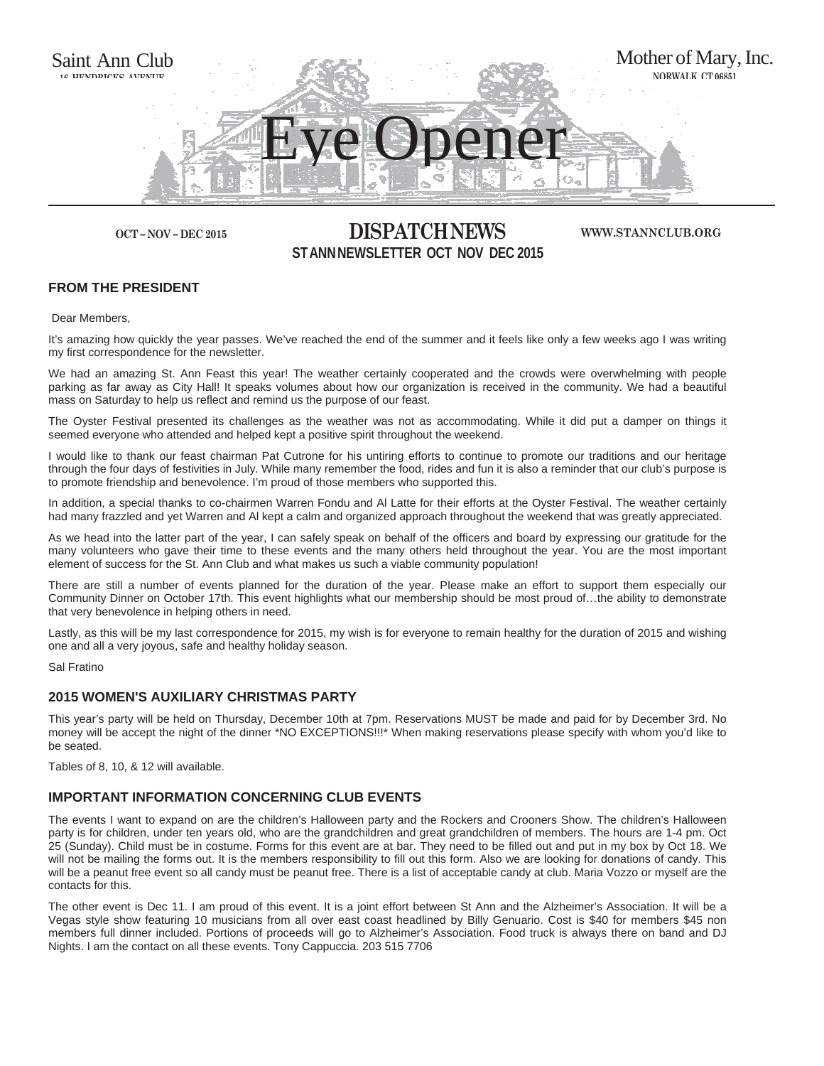Saint Ann Club

16 HENDRICKS AVENUE

Mother of Mary, Inc.

NORWALK, CT 06851

# Eye Opener

OCT – NOV – DEC 2015

**DISPATCH NEWS**

WWW.STANNCLUB.ORG

**ST ANN NEWSLETTER OCT NOV DEC 2015**

## FROM THE PRESIDENT

Dear Members,

It's amazing how quickly the year passes. We've reached the end of the summer and it feels like only a few weeks ago I was writing my first correspondence for the newsletter.

We had an amazing St. Ann Feast this year! The weather certainly cooperated and the crowds were overwhelming with people parking as far away as City Hall! It speaks volumes about how our organization is received in the community. We had a beautiful mass on Saturday to help us reflect and remind us the purpose of our feast.

The Oyster Festival presented its challenges as the weather was not as accommodating. While it did put a damper on things it seemed everyone who attended and helped kept a positive spirit throughout the weekend.

I would like to thank our feast chairman Pat Cutrone for his untiring efforts to continue to promote our traditions and our heritage through the four days of festivities in July. While many remember the food, rides and fun it is also a reminder that our club's purpose is to promote friendship and benevolence. I'm proud of those members who supported this.

In addition, a special thanks to co-chairmen Warren Fondu and Al Latte for their efforts at the Oyster Festival. The weather certainly had many frazzled and yet Warren and Al kept a calm and organized approach throughout the weekend that was greatly appreciated.

As we head into the latter part of the year, I can safely speak on behalf of the officers and board by expressing our gratitude for the many volunteers who gave their time to these events and the many others held throughout the year. You are the most important element of success for the St. Ann Club and what makes us such a viable community population!

There are still a number of events planned for the duration of the year. Please make an effort to support them especially our Community Dinner on October 17th. This event highlights what our membership should be most proud of…the ability to demonstrate that very benevolence in helping others in need.

Lastly, as this will be my last correspondence for 2015, my wish is for everyone to remain healthy for the duration of 2015 and wishing one and all a very joyous, safe and healthy holiday season.

Sal Fratino

## 2015 WOMEN'S AUXILIARY CHRISTMAS PARTY

This year's party will be held on Thursday, December 10th at 7pm. Reservations MUST be made and paid for by December 3rd. No money will be accept the night of the dinner *NO EXCEPTIONS!!!* When making reservations please specify with whom you'd like to be seated.

Tables of 8, 10, & 12 will available.

## IMPORTANT INFORMATION CONCERNING CLUB EVENTS

The events I want to expand on are the children's Halloween party and the Rockers and Crooners Show. The children's Halloween party is for children, under ten years old, who are the grandchildren and great grandchildren of members. The hours are 1-4 pm. Oct 25 (Sunday). Child must be in costume. Forms for this event are at bar. They need to be filled out and put in my box by Oct 18. We will not be mailing the forms out. It is the members responsibility to fill out this form. Also we are looking for donations of candy. This will be a peanut free event so all candy must be peanut free. There is a list of acceptable candy at club. Maria Vozzo or myself are the contacts for this.

The other event is Dec 11. I am proud of this event. It is a joint effort between St Ann and the Alzheimer's Association. It will be a Vegas style show featuring 10 musicians from all over east coast headlined by Billy Genuario. Cost is $40 for members $45 non members full dinner included. Portions of proceeds will go to Alzheimer's Association. Food truck is always there on band and DJ Nights. I am the contact on all these events. Tony Cappuccia. 203 515 7706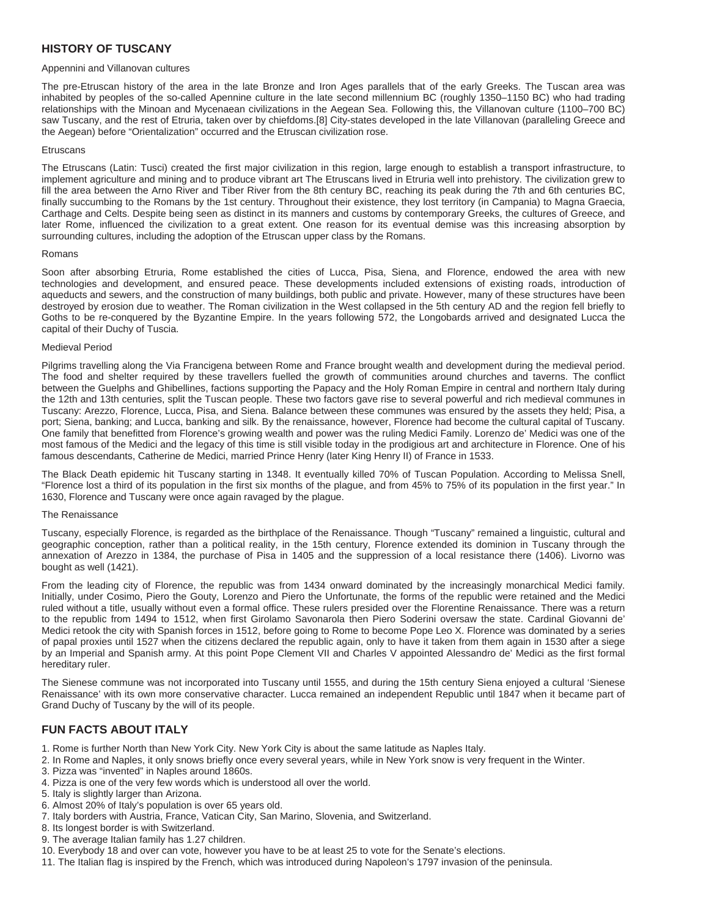## HISTORY OF TUSCANY

Appennini and Villanovan cultures

The pre-Etruscan history of the area in the late Bronze and Iron Ages parallels that of the early Greeks. The Tuscan area was inhabited by peoples of the so-called Apennine culture in the late second millennium BC (roughly 1350–1150 BC) who had trading relationships with the Minoan and Mycenaean civilizations in the Aegean Sea. Following this, the Villanovan culture (1100–700 BC) saw Tuscany, and the rest of Etruria, taken over by chiefdoms.[8] City-states developed in the late Villanovan (paralleling Greece and the Aegean) before "Orientalization" occurred and the Etruscan civilization rose.

Etruscans

The Etruscans (Latin: Tusci) created the first major civilization in this region, large enough to establish a transport infrastructure, to implement agriculture and mining and to produce vibrant art The Etruscans lived in Etruria well into prehistory. The civilization grew to fill the area between the Arno River and Tiber River from the 8th century BC, reaching its peak during the 7th and 6th centuries BC, finally succumbing to the Romans by the 1st century. Throughout their existence, they lost territory (in Campania) to Magna Graecia, Carthage and Celts. Despite being seen as distinct in its manners and customs by contemporary Greeks, the cultures of Greece, and later Rome, influenced the civilization to a great extent. One reason for its eventual demise was this increasing absorption by surrounding cultures, including the adoption of the Etruscan upper class by the Romans.

Romans

Soon after absorbing Etruria, Rome established the cities of Lucca, Pisa, Siena, and Florence, endowed the area with new technologies and development, and ensured peace. These developments included extensions of existing roads, introduction of aqueducts and sewers, and the construction of many buildings, both public and private. However, many of these structures have been destroyed by erosion due to weather. The Roman civilization in the West collapsed in the 5th century AD and the region fell briefly to Goths to be re-conquered by the Byzantine Empire. In the years following 572, the Longobards arrived and designated Lucca the capital of their Duchy of Tuscia.

Medieval Period

Pilgrims travelling along the Via Francigena between Rome and France brought wealth and development during the medieval period. The food and shelter required by these travellers fuelled the growth of communities around churches and taverns. The conflict between the Guelphs and Ghibellines, factions supporting the Papacy and the Holy Roman Empire in central and northern Italy during the 12th and 13th centuries, split the Tuscan people. These two factors gave rise to several powerful and rich medieval communes in Tuscany: Arezzo, Florence, Lucca, Pisa, and Siena. Balance between these communes was ensured by the assets they held; Pisa, a port; Siena, banking; and Lucca, banking and silk. By the renaissance, however, Florence had become the cultural capital of Tuscany. One family that benefitted from Florence's growing wealth and power was the ruling Medici Family. Lorenzo de' Medici was one of the most famous of the Medici and the legacy of this time is still visible today in the prodigious art and architecture in Florence. One of his famous descendants, Catherine de Medici, married Prince Henry (later King Henry II) of France in 1533.

The Black Death epidemic hit Tuscany starting in 1348. It eventually killed 70% of Tuscan Population. According to Melissa Snell, "Florence lost a third of its population in the first six months of the plague, and from 45% to 75% of its population in the first year." In 1630, Florence and Tuscany were once again ravaged by the plague.

The Renaissance

Tuscany, especially Florence, is regarded as the birthplace of the Renaissance. Though "Tuscany" remained a linguistic, cultural and geographic conception, rather than a political reality, in the 15th century, Florence extended its dominion in Tuscany through the annexation of Arezzo in 1384, the purchase of Pisa in 1405 and the suppression of a local resistance there (1406). Livorno was bought as well (1421).

From the leading city of Florence, the republic was from 1434 onward dominated by the increasingly monarchical Medici family. Initially, under Cosimo, Piero the Gouty, Lorenzo and Piero the Unfortunate, the forms of the republic were retained and the Medici ruled without a title, usually without even a formal office. These rulers presided over the Florentine Renaissance. There was a return to the republic from 1494 to 1512, when first Girolamo Savonarola then Piero Soderini oversaw the state. Cardinal Giovanni de' Medici retook the city with Spanish forces in 1512, before going to Rome to become Pope Leo X. Florence was dominated by a series of papal proxies until 1527 when the citizens declared the republic again, only to have it taken from them again in 1530 after a siege by an Imperial and Spanish army. At this point Pope Clement VII and Charles V appointed Alessandro de' Medici as the first formal hereditary ruler.

The Sienese commune was not incorporated into Tuscany until 1555, and during the 15th century Siena enjoyed a cultural 'Sienese Renaissance' with its own more conservative character. Lucca remained an independent Republic until 1847 when it became part of Grand Duchy of Tuscany by the will of its people.

## FUN FACTS ABOUT ITALY

1. Rome is further North than New York City. New York City is about the same latitude as Naples Italy.
2. In Rome and Naples, it only snows briefly once every several years, while in New York snow is very frequent in the Winter.
3. Pizza was "invented" in Naples around 1860s.
4. Pizza is one of the very few words which is understood all over the world.
5. Italy is slightly larger than Arizona.
6. Almost 20% of Italy's population is over 65 years old.
7. Italy borders with Austria, France, Vatican City, San Marino, Slovenia, and Switzerland.
8. Its longest border is with Switzerland.
9. The average Italian family has 1.27 children.
10. Everybody 18 and over can vote, however you have to be at least 25 to vote for the Senate's elections.
11. The Italian flag is inspired by the French, which was introduced during Napoleon's 1797 invasion of the peninsula.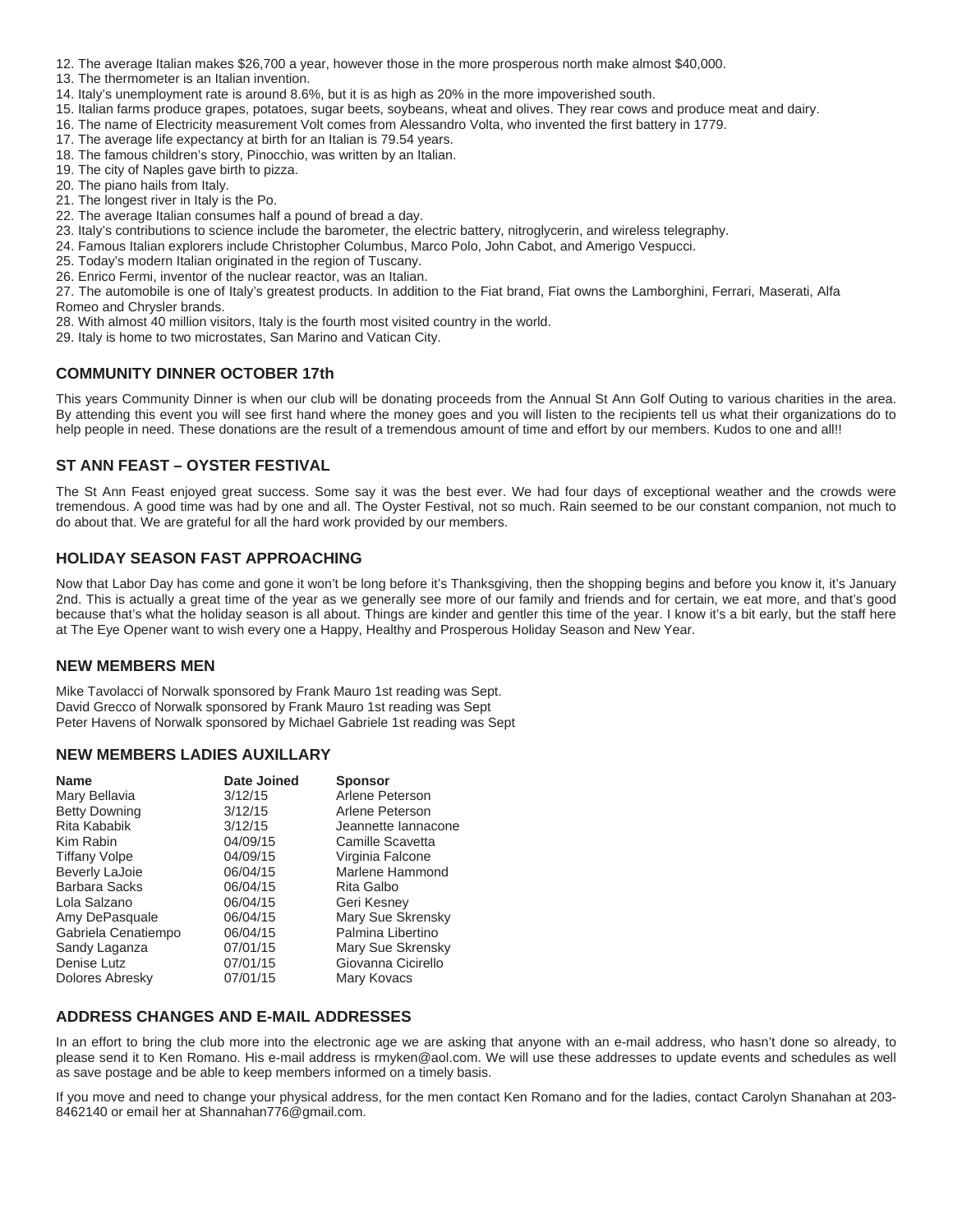12. The average Italian makes $26,700 a year, however those in the more prosperous north make almost $40,000.
13. The thermometer is an Italian invention.
14. Italy's unemployment rate is around 8.6%, but it is as high as 20% in the more impoverished south.
15. Italian farms produce grapes, potatoes, sugar beets, soybeans, wheat and olives. They rear cows and produce meat and dairy.
16. The name of Electricity measurement Volt comes from Alessandro Volta, who invented the first battery in 1779.
17. The average life expectancy at birth for an Italian is 79.54 years.
18. The famous children's story, Pinocchio, was written by an Italian.
19. The city of Naples gave birth to pizza.
20. The piano hails from Italy.
21. The longest river in Italy is the Po.
22. The average Italian consumes half a pound of bread a day.
23. Italy's contributions to science include the barometer, the electric battery, nitroglycerin, and wireless telegraphy.
24. Famous Italian explorers include Christopher Columbus, Marco Polo, John Cabot, and Amerigo Vespucci.
25. Today's modern Italian originated in the region of Tuscany.
26. Enrico Fermi, inventor of the nuclear reactor, was an Italian.
27. The automobile is one of Italy's greatest products. In addition to the Fiat brand, Fiat owns the Lamborghini, Ferrari, Maserati, Alfa Romeo and Chrysler brands.
28. With almost 40 million visitors, Italy is the fourth most visited country in the world.
29. Italy is home to two microstates, San Marino and Vatican City.

## COMMUNITY DINNER OCTOBER 17th

This years Community Dinner is when our club will be donating proceeds from the Annual St Ann Golf Outing to various charities in the area. By attending this event you will see first hand where the money goes and you will listen to the recipients tell us what their organizations do to help people in need. These donations are the result of a tremendous amount of time and effort by our members. Kudos to one and all!!

## ST ANN FEAST – OYSTER FESTIVAL

The St Ann Feast enjoyed great success. Some say it was the best ever. We had four days of exceptional weather and the crowds were tremendous. A good time was had by one and all. The Oyster Festival, not so much. Rain seemed to be our constant companion, not much to do about that. We are grateful for all the hard work provided by our members.

## HOLIDAY SEASON FAST APPROACHING

Now that Labor Day has come and gone it won't be long before it's Thanksgiving, then the shopping begins and before you know it, it's January 2nd. This is actually a great time of the year as we generally see more of our family and friends and for certain, we eat more, and that's good because that's what the holiday season is all about. Things are kinder and gentler this time of the year. I know it's a bit early, but the staff here at The Eye Opener want to wish every one a Happy, Healthy and Prosperous Holiday Season and New Year.

## NEW MEMBERS MEN

Mike Tavolacci of Norwalk sponsored by Frank Mauro 1st reading was Sept.
David Grecco of Norwalk sponsored by Frank Mauro 1st reading was Sept
Peter Havens of Norwalk sponsored by Michael Gabriele 1st reading was Sept

## NEW MEMBERS LADIES AUXILLARY

| Name | Date Joined | Sponsor |
|---|---|---|
| Mary Bellavia | 3/12/15 | Arlene Peterson |
| Betty Downing | 3/12/15 | Arlene Peterson |
| Rita Kababik | 3/12/15 | Jeannette Iannacone |
| Kim Rabin | 04/09/15 | Camille Scavetta |
| Tiffany Volpe | 04/09/15 | Virginia Falcone |
| Beverly LaJoie | 06/04/15 | Marlene Hammond |
| Barbara Sacks | 06/04/15 | Rita Galbo |
| Lola Salzano | 06/04/15 | Geri Kesney |
| Amy DePasquale | 06/04/15 | Mary Sue Skrensky |
| Gabriela Cenatiempo | 06/04/15 | Palmina Libertino |
| Sandy Laganza | 07/01/15 | Mary Sue Skrensky |
| Denise Lutz | 07/01/15 | Giovanna Cicirello |
| Dolores Abresky | 07/01/15 | Mary Kovacs |

## ADDRESS CHANGES AND E-MAIL ADDRESSES

In an effort to bring the club more into the electronic age we are asking that anyone with an e-mail address, who hasn't done so already, to please send it to Ken Romano. His e-mail address is rmyken@aol.com. We will use these addresses to update events and schedules as well as save postage and be able to keep members informed on a timely basis.

If you move and need to change your physical address, for the men contact Ken Romano and for the ladies, contact Carolyn Shanahan at 203-8462140 or email her at Shannahan776@gmail.com.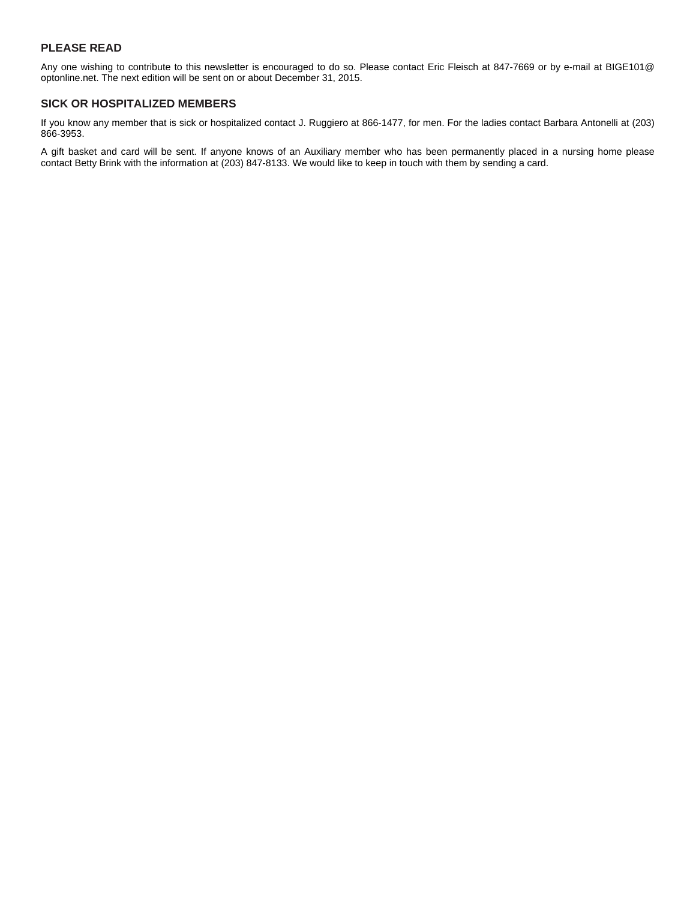## PLEASE READ

Any one wishing to contribute to this newsletter is encouraged to do so. Please contact Eric Fleisch at 847-7669 or by e-mail at BIGE101@optonline.net. The next edition will be sent on or about December 31, 2015.

## SICK OR HOSPITALIZED MEMBERS

If you know any member that is sick or hospitalized contact J. Ruggiero at 866-1477, for men. For the ladies contact Barbara Antonelli at (203) 866-3953.

A gift basket and card will be sent. If anyone knows of an Auxiliary member who has been permanently placed in a nursing home please contact Betty Brink with the information at (203) 847-8133. We would like to keep in touch with them by sending a card.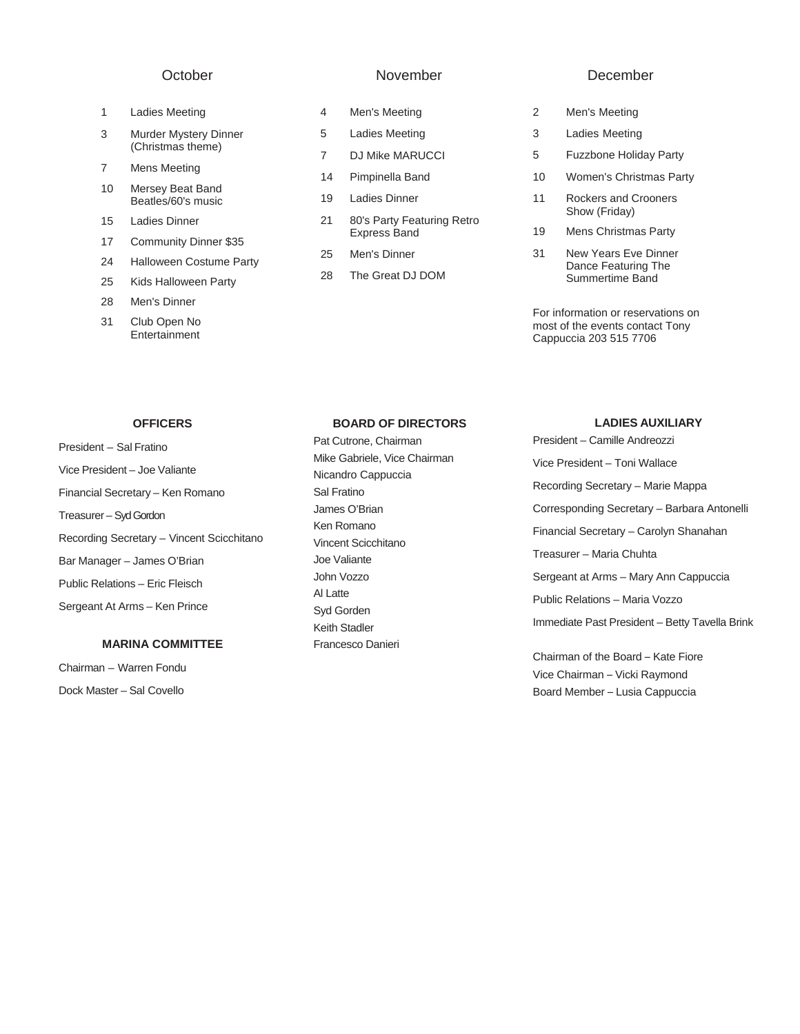## October

- 1 Ladies Meeting
- 3 Murder Mystery Dinner (Christmas theme)
- 7 Mens Meeting
- 10 Mersey Beat Band Beatles/60's music
- 15 Ladies Dinner
- 17 Community Dinner $35
- 24 Halloween Costume Party
- 25 Kids Halloween Party
- 28 Men's Dinner
- 31 Club Open No Entertainment

## November

- 4 Men's Meeting
- 5 Ladies Meeting
- 7 DJ Mike MARUCCI
- 14 Pimpinella Band
- 19 Ladies Dinner
- 21 80's Party Featuring Retro Express Band
- 25 Men's Dinner
- 28 The Great DJ DOM

## December

- 2 Men's Meeting
- 3 Ladies Meeting
- 5 Fuzzbone Holiday Party
- 10 Women's Christmas Party
- 11 Rockers and Crooners Show (Friday)
- 19 Mens Christmas Party
- 31 New Years Eve Dinner Dance Featuring The Summertime Band

For information or reservations on most of the events contact Tony Cappuccia 203 515 7706

### OFFICERS

President – Sal Fratino

Vice President – Joe Valiante

Financial Secretary – Ken Romano

Treasurer – Syd Gordon

Recording Secretary – Vincent Scicchitano

Bar Manager – James O'Brian

Public Relations – Eric Fleisch

Sergeant At Arms – Ken Prince

### MARINA COMMITTEE

Chairman – Warren Fondu

Dock Master – Sal Covello

### BOARD OF DIRECTORS

Pat Cutrone, Chairman
Mike Gabriele, Vice Chairman
Nicandro Cappuccia
Sal Fratino
James O'Brian
Ken Romano
Vincent Scicchitano
Joe Valiante
John Vozzo
Al Latte
Syd Gorden
Keith Stadler
Francesco Danieri

### LADIES AUXILIARY

President – Camille Andreozzi

Vice President – Toni Wallace

Recording Secretary – Marie Mappa

Corresponding Secretary – Barbara Antonelli

Financial Secretary – Carolyn Shanahan

Treasurer – Maria Chuhta

Sergeant at Arms – Mary Ann Cappuccia

Public Relations – Maria Vozzo

Immediate Past President – Betty Tavella Brink

Chairman of the Board – Kate Fiore
Vice Chairman – Vicki Raymond
Board Member – Lusia Cappuccia